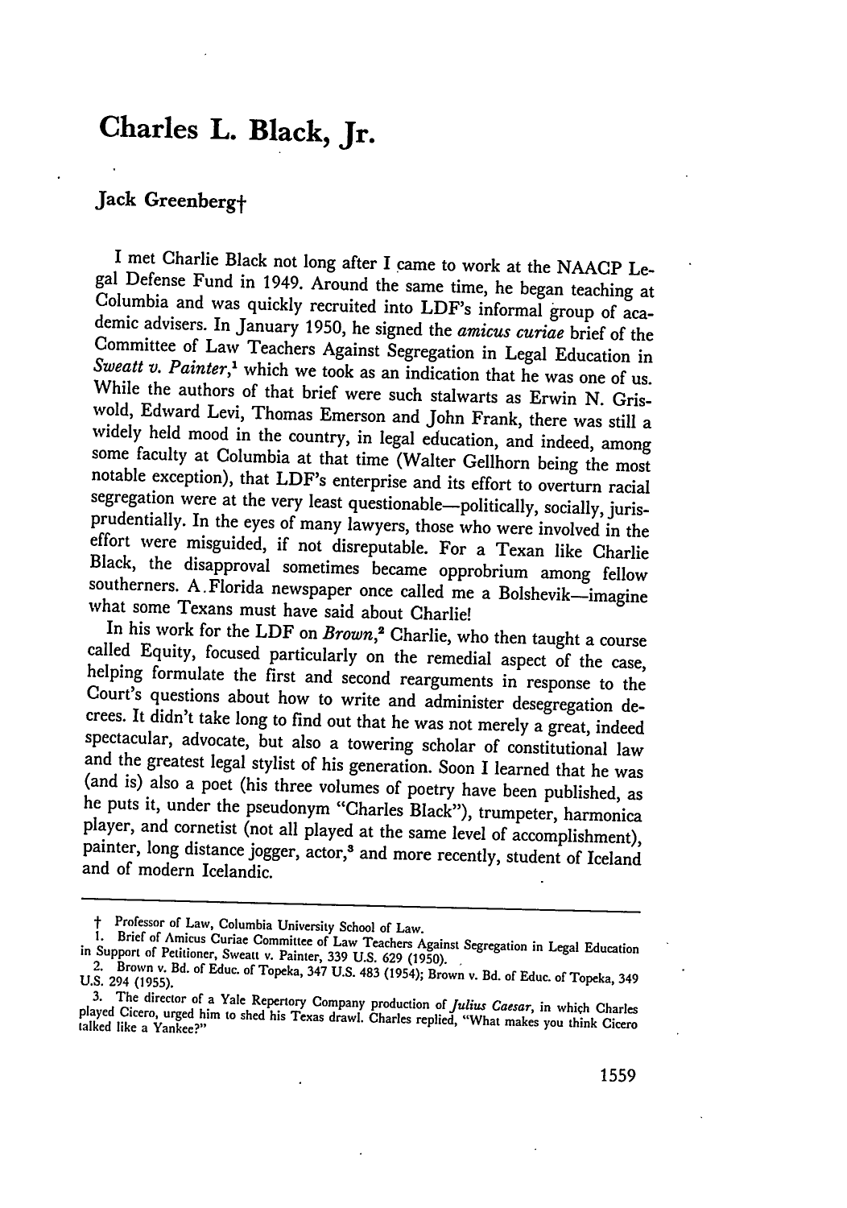# Charles L. Black, Jr.

## Jack Greenberg†

I met Charlie Black not long after I came to work at the NAACP Legal Defense Fund in 1949. Around the same time, he began teaching at Columbia and was quickly recruited into LDF's informal group of academic advisers. In January 1950, he signed the *amicus curiae* brief of the Committee of Law Teachers Against Segregation in Legal Education in *Sweatt v. Painter*,[1] which we took as an indication that he was one of us. While the authors of that brief were such stalwarts as Erwin N. Griswold, Edward Levi, Thomas Emerson and John Frank, there was still a widely held mood in the country, in legal education, and indeed, among some faculty at Columbia at that time (Walter Gellhorn being the most notable exception), that LDF's enterprise and its effort to overturn racial segregation were at the very least questionable—politically, socially, jurisprudentially. In the eyes of many lawyers, those who were involved in the effort were misguided, if not disreputable. For a Texan like Charlie Black, the disapproval sometimes became opprobrium among fellow southerners. A Florida newspaper once called me a Bolshevik—imagine what some Texans must have said about Charlie!

In his work for the LDF on *Brown*,[2] Charlie, who then taught a course called Equity, focused particularly on the remedial aspect of the case, helping formulate the first and second rearguments in response to the Court's questions about how to write and administer desegregation decrees. It didn't take long to find out that he was not merely a great, indeed spectacular, advocate, but also a towering scholar of constitutional law and the greatest legal stylist of his generation. Soon I learned that he was (and is) also a poet (his three volumes of poetry have been published, as he puts it, under the pseudonym "Charles Black"), trumpeter, harmonica player, and cornetist (not all played at the same level of accomplishment), painter, long distance jogger, actor,[3] and more recently, student of Iceland and of modern Icelandic.

---

† Professor of Law, Columbia University School of Law.

1. Brief of Amicus Curiae Committee of Law Teachers Against Segregation in Legal Education in Support of Petitioner, Sweatt v. Painter, 339 U.S. 629 (1950).

2. Brown v. Bd. of Educ. of Topeka, 347 U.S. 483 (1954); Brown v. Bd. of Educ. of Topeka, 349 U.S. 294 (1955).

3. The director of a Yale Repertory Company production of *Julius Caesar*, in which Charles played Cicero, urged him to shed his Texas drawl. Charles replied, "What makes you think Cicero talked like a Yankee?"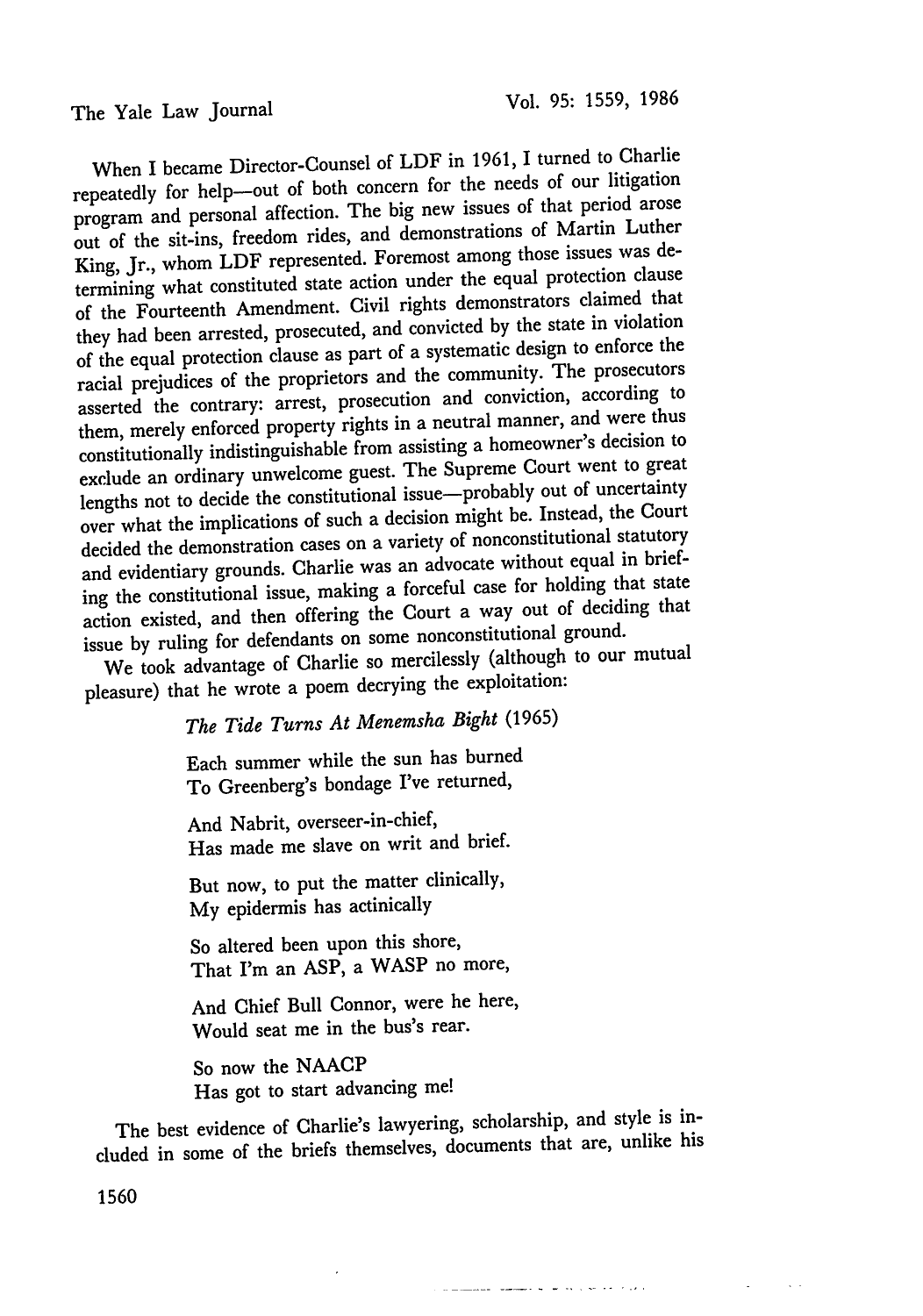When I became Director-Counsel of LDF in 1961, I turned to Charlie repeatedly for help—out of both concern for the needs of our litigation program and personal affection. The big new issues of that period arose out of the sit-ins, freedom rides, and demonstrations of Martin Luther King, Jr., whom LDF represented. Foremost among those issues was determining what constituted state action under the equal protection clause of the Fourteenth Amendment. Civil rights demonstrators claimed that they had been arrested, prosecuted, and convicted by the state in violation of the equal protection clause as part of a systematic design to enforce the racial prejudices of the proprietors and the community. The prosecutors asserted the contrary: arrest, prosecution and conviction, according to them, merely enforced property rights in a neutral manner, and were thus constitutionally indistinguishable from assisting a homeowner's decision to exclude an ordinary unwelcome guest. The Supreme Court went to great lengths not to decide the constitutional issue—probably out of uncertainty over what the implications of such a decision might be. Instead, the Court decided the demonstration cases on a variety of nonconstitutional statutory and evidentiary grounds. Charlie was an advocate without equal in briefing the constitutional issue, making a forceful case for holding that state action existed, and then offering the Court a way out of deciding that issue by ruling for defendants on some nonconstitutional ground.

We took advantage of Charlie so mercilessly (although to our mutual pleasure) that he wrote a poem decrying the exploitation:

*The Tide Turns At Menemsha Bight* (1965)

Each summer while the sun has burned
To Greenberg's bondage I've returned,

And Nabrit, overseer-in-chief,
Has made me slave on writ and brief.

But now, to put the matter clinically,
My epidermis has actinically

So altered been upon this shore,
That I'm an ASP, a WASP no more,

And Chief Bull Connor, were he here,
Would seat me in the bus's rear.

So now the NAACP
Has got to start advancing me!

The best evidence of Charlie's lawyering, scholarship, and style is included in some of the briefs themselves, documents that are, unlike his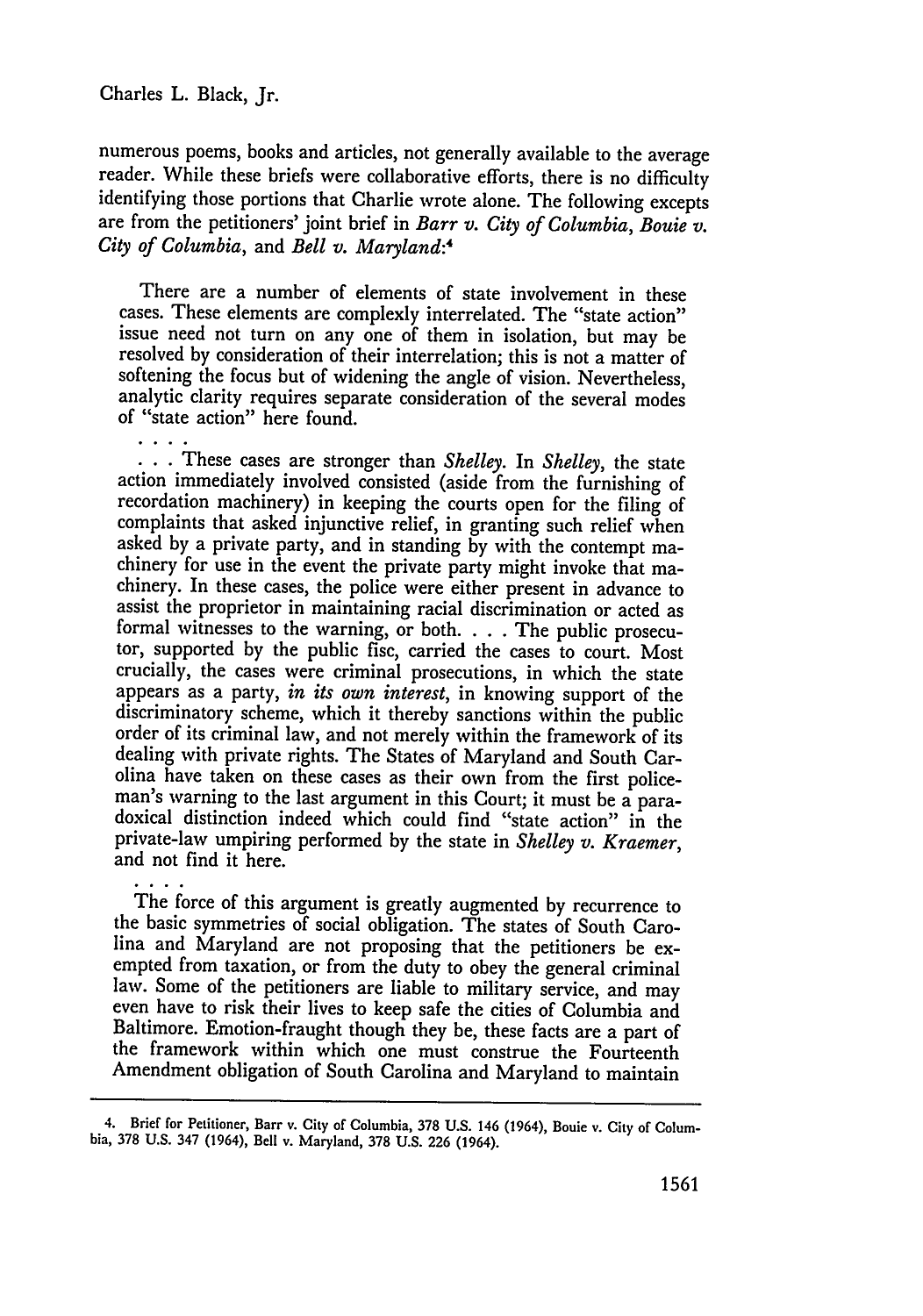numerous poems, books and articles, not generally available to the average reader. While these briefs were collaborative efforts, there is no difficulty identifying those portions that Charlie wrote alone. The following excepts are from the petitioners' joint brief in *Barr v. City of Columbia*, *Bouie v. City of Columbia*, and *Bell v. Maryland*:[4]

> There are a number of elements of state involvement in these cases. These elements are complexly interrelated. The "state action" issue need not turn on any one of them in isolation, but may be resolved by consideration of their interrelation; this is not a matter of softening the focus but of widening the angle of vision. Nevertheless, analytic clarity requires separate consideration of the several modes of "state action" here found.
>
> . . . .
>
> . . . These cases are stronger than *Shelley*. In *Shelley*, the state action immediately involved consisted (aside from the furnishing of recordation machinery) in keeping the courts open for the filing of complaints that asked injunctive relief, in granting such relief when asked by a private party, and in standing by with the contempt machinery for use in the event the private party might invoke that machinery. In these cases, the police were either present in advance to assist the proprietor in maintaining racial discrimination or acted as formal witnesses to the warning, or both. . . . The public prosecutor, supported by the public fisc, carried the cases to court. Most crucially, the cases were criminal prosecutions, in which the state appears as a party, *in its own interest*, in knowing support of the discriminatory scheme, which it thereby sanctions within the public order of its criminal law, and not merely within the framework of its dealing with private rights. The States of Maryland and South Carolina have taken on these cases as their own from the first policeman's warning to the last argument in this Court; it must be a paradoxical distinction indeed which could find "state action" in the private-law umpiring performed by the state in *Shelley v. Kraemer*, and not find it here.
>
> . . . .
>
> The force of this argument is greatly augmented by recurrence to the basic symmetries of social obligation. The states of South Carolina and Maryland are not proposing that the petitioners be exempted from taxation, or from the duty to obey the general criminal law. Some of the petitioners are liable to military service, and may even have to risk their lives to keep safe the cities of Columbia and Baltimore. Emotion-fraught though they be, these facts are a part of the framework within which one must construe the Fourteenth Amendment obligation of South Carolina and Maryland to maintain

---

4. Brief for Petitioner, Barr v. City of Columbia, 378 U.S. 146 (1964), Bouie v. City of Columbia, 378 U.S. 347 (1964), Bell v. Maryland, 378 U.S. 226 (1964).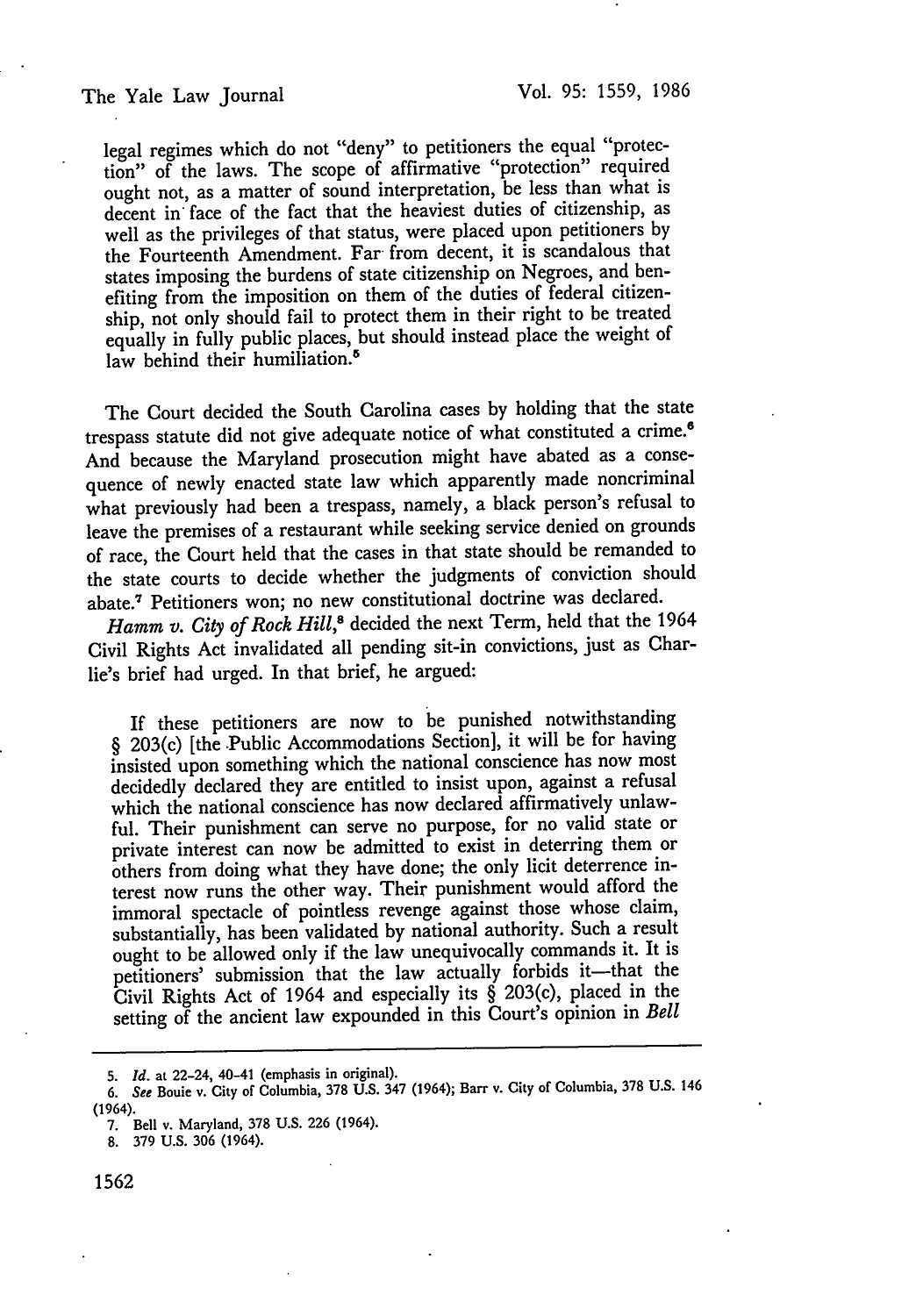legal regimes which do not "deny" to petitioners the equal "protection" of the laws. The scope of affirmative "protection" required ought not, as a matter of sound interpretation, be less than what is decent in face of the fact that the heaviest duties of citizenship, as well as the privileges of that status, were placed upon petitioners by the Fourteenth Amendment. Far from decent, it is scandalous that states imposing the burdens of state citizenship on Negroes, and benefiting from the imposition on them of the duties of federal citizenship, not only should fail to protect them in their right to be treated equally in fully public places, but should instead place the weight of law behind their humiliation.[5]

The Court decided the South Carolina cases by holding that the state trespass statute did not give adequate notice of what constituted a crime.[6] And because the Maryland prosecution might have abated as a consequence of newly enacted state law which apparently made noncriminal what previously had been a trespass, namely, a black person's refusal to leave the premises of a restaurant while seeking service denied on grounds of race, the Court held that the cases in that state should be remanded to the state courts to decide whether the judgments of conviction should abate.[7] Petitioners won; no new constitutional doctrine was declared.

*Hamm v. City of Rock Hill*,[8] decided the next Term, held that the 1964 Civil Rights Act invalidated all pending sit-in convictions, just as Charlie's brief had urged. In that brief, he argued:

> If these petitioners are now to be punished notwithstanding § 203(c) [the Public Accommodations Section], it will be for having insisted upon something which the national conscience has now most decidedly declared they are entitled to insist upon, against a refusal which the national conscience has now declared affirmatively unlawful. Their punishment can serve no purpose, for no valid state or private interest can now be admitted to exist in deterring them or others from doing what they have done; the only licit deterrence interest now runs the other way. Their punishment would afford the immoral spectacle of pointless revenge against those whose claim, substantially, has been validated by national authority. Such a result ought to be allowed only if the law unequivocally commands it. It is petitioners' submission that the law actually forbids it—that the Civil Rights Act of 1964 and especially its § 203(c), placed in the setting of the ancient law expounded in this Court's opinion in *Bell*

---

5. *Id.* at 22-24, 40-41 (emphasis in original).
6. *See* Bouie v. City of Columbia, 378 U.S. 347 (1964); Barr v. City of Columbia, 378 U.S. 146 (1964).
7. Bell v. Maryland, 378 U.S. 226 (1964).
8. 379 U.S. 306 (1964).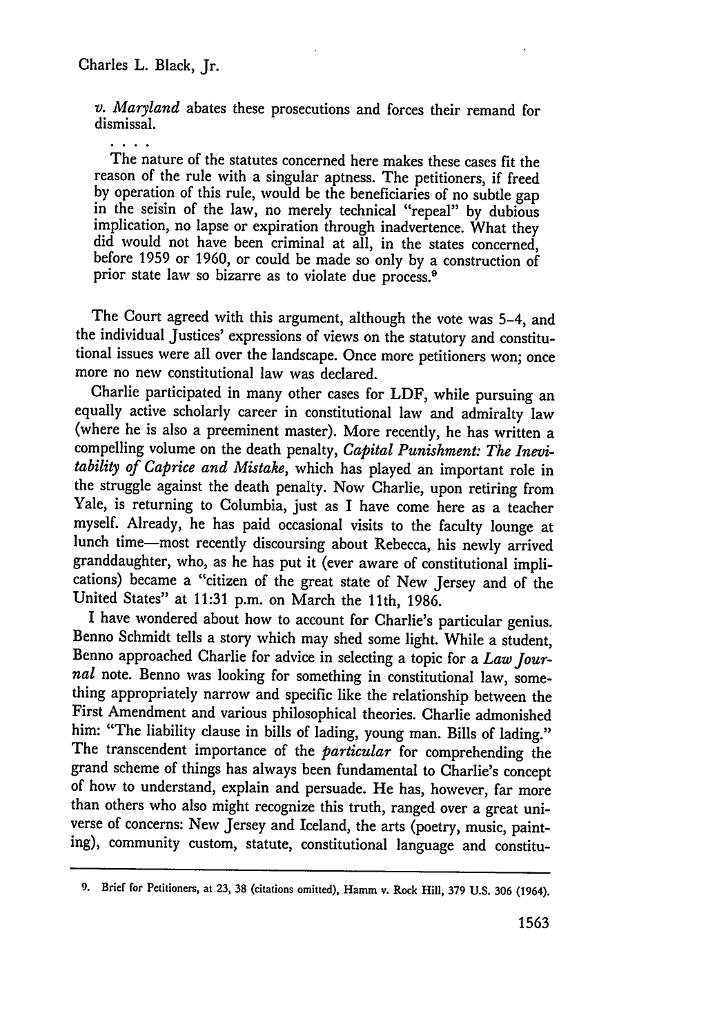*v. Maryland* abates these prosecutions and forces their remand for dismissal.

. . . .

The nature of the statutes concerned here makes these cases fit the reason of the rule with a singular aptness. The petitioners, if freed by operation of this rule, would be the beneficiaries of no subtle gap in the seisin of the law, no merely technical "repeal" by dubious implication, no lapse or expiration through inadvertence. What they did would not have been criminal at all, in the states concerned, before 1959 or 1960, or could be made so only by a construction of prior state law so bizarre as to violate due process.[9]

The Court agreed with this argument, although the vote was 5-4, and the individual Justices' expressions of views on the statutory and constitutional issues were all over the landscape. Once more petitioners won; once more no new constitutional law was declared.

Charlie participated in many other cases for LDF, while pursuing an equally active scholarly career in constitutional law and admiralty law (where he is also a preeminent master). More recently, he has written a compelling volume on the death penalty, *Capital Punishment: The Inevitability of Caprice and Mistake*, which has played an important role in the struggle against the death penalty. Now Charlie, upon retiring from Yale, is returning to Columbia, just as I have come here as a teacher myself. Already, he has paid occasional visits to the faculty lounge at lunch time—most recently discoursing about Rebecca, his newly arrived granddaughter, who, as he has put it (ever aware of constitutional implications) became a "citizen of the great state of New Jersey and of the United States" at 11:31 p.m. on March the 11th, 1986.

I have wondered about how to account for Charlie's particular genius. Benno Schmidt tells a story which may shed some light. While a student, Benno approached Charlie for advice in selecting a topic for a *Law Journal* note. Benno was looking for something in constitutional law, something appropriately narrow and specific like the relationship between the First Amendment and various philosophical theories. Charlie admonished him: "The liability clause in bills of lading, young man. Bills of lading." The transcendent importance of the *particular* for comprehending the grand scheme of things has always been fundamental to Charlie's concept of how to understand, explain and persuade. He has, however, far more than others who also might recognize this truth, ranged over a great universe of concerns: New Jersey and Iceland, the arts (poetry, music, painting), community custom, statute, constitutional language and constitu-

---

9. Brief for Petitioners, at 23, 38 (citations omitted), Hamm v. Rock Hill, 379 U.S. 306 (1964).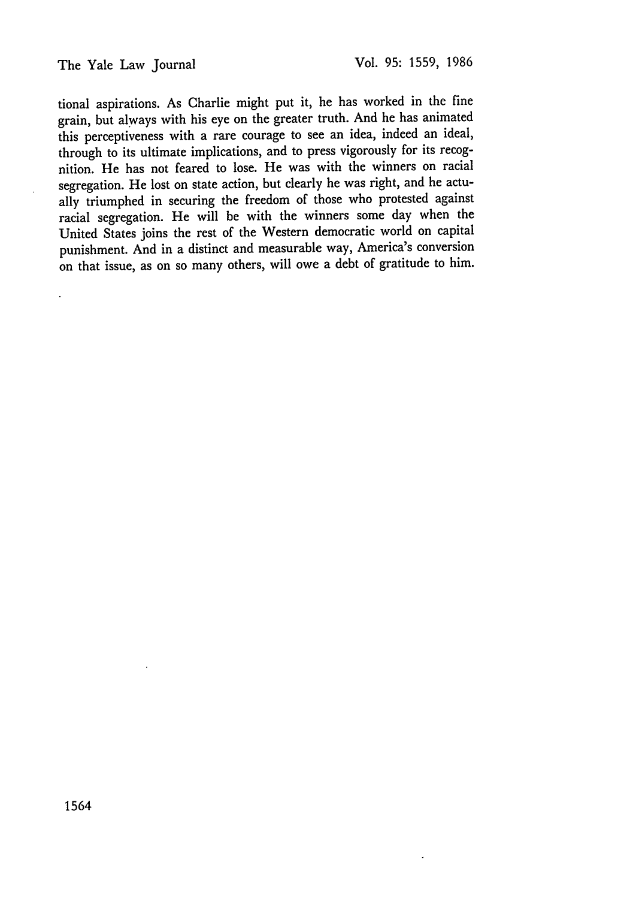tional aspirations. As Charlie might put it, he has worked in the fine grain, but always with his eye on the greater truth. And he has animated this perceptiveness with a rare courage to see an idea, indeed an ideal, through to its ultimate implications, and to press vigorously for its recognition. He has not feared to lose. He was with the winners on racial segregation. He lost on state action, but clearly he was right, and he actually triumphed in securing the freedom of those who protested against racial segregation. He will be with the winners some day when the United States joins the rest of the Western democratic world on capital punishment. And in a distinct and measurable way, America's conversion on that issue, as on so many others, will owe a debt of gratitude to him.